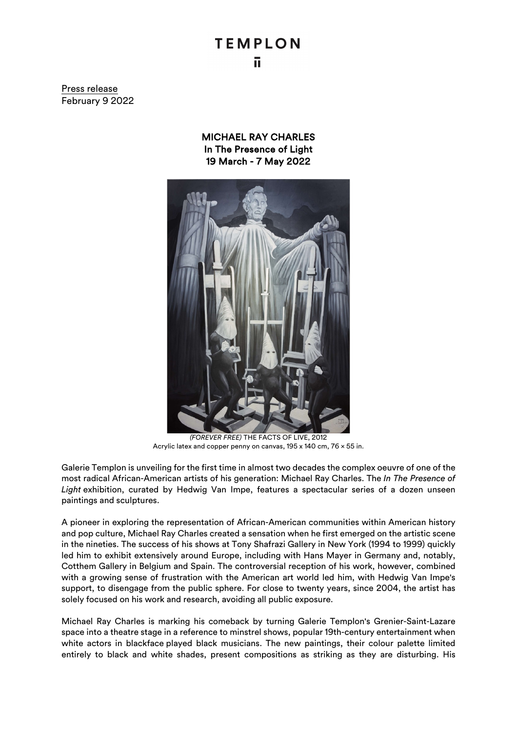TEMPLON

Press release
February 9 2022

**MICHAEL RAY CHARLES**
**In The Presence of Light**
**19 March - 7 May 2022**

*(FOREVER FREE)* THE FACTS OF LIVE, 2012
Acrylic latex and copper penny on canvas, 195 x 140 cm, 76 × 55 in.

Galerie Templon is unveiling for the first time in almost two decades the complex oeuvre of one of the most radical African-American artists of his generation: Michael Ray Charles. The *In The Presence of Light* exhibition, curated by Hedwig Van Impe, features a spectacular series of a dozen unseen paintings and sculptures.

A pioneer in exploring the representation of African-American communities within American history and pop culture, Michael Ray Charles created a sensation when he first emerged on the artistic scene in the nineties. The success of his shows at Tony Shafrazi Gallery in New York (1994 to 1999) quickly led him to exhibit extensively around Europe, including with Hans Mayer in Germany and, notably, Cotthem Gallery in Belgium and Spain. The controversial reception of his work, however, combined with a growing sense of frustration with the American art world led him, with Hedwig Van Impe's support, to disengage from the public sphere. For close to twenty years, since 2004, the artist has solely focused on his work and research, avoiding all public exposure.

Michael Ray Charles is marking his comeback by turning Galerie Templon's Grenier-Saint-Lazare space into a theatre stage in a reference to minstrel shows, popular 19th-century entertainment when white actors in blackface played black musicians. The new paintings, their colour palette limited entirely to black and white shades, present compositions as striking as they are disturbing. His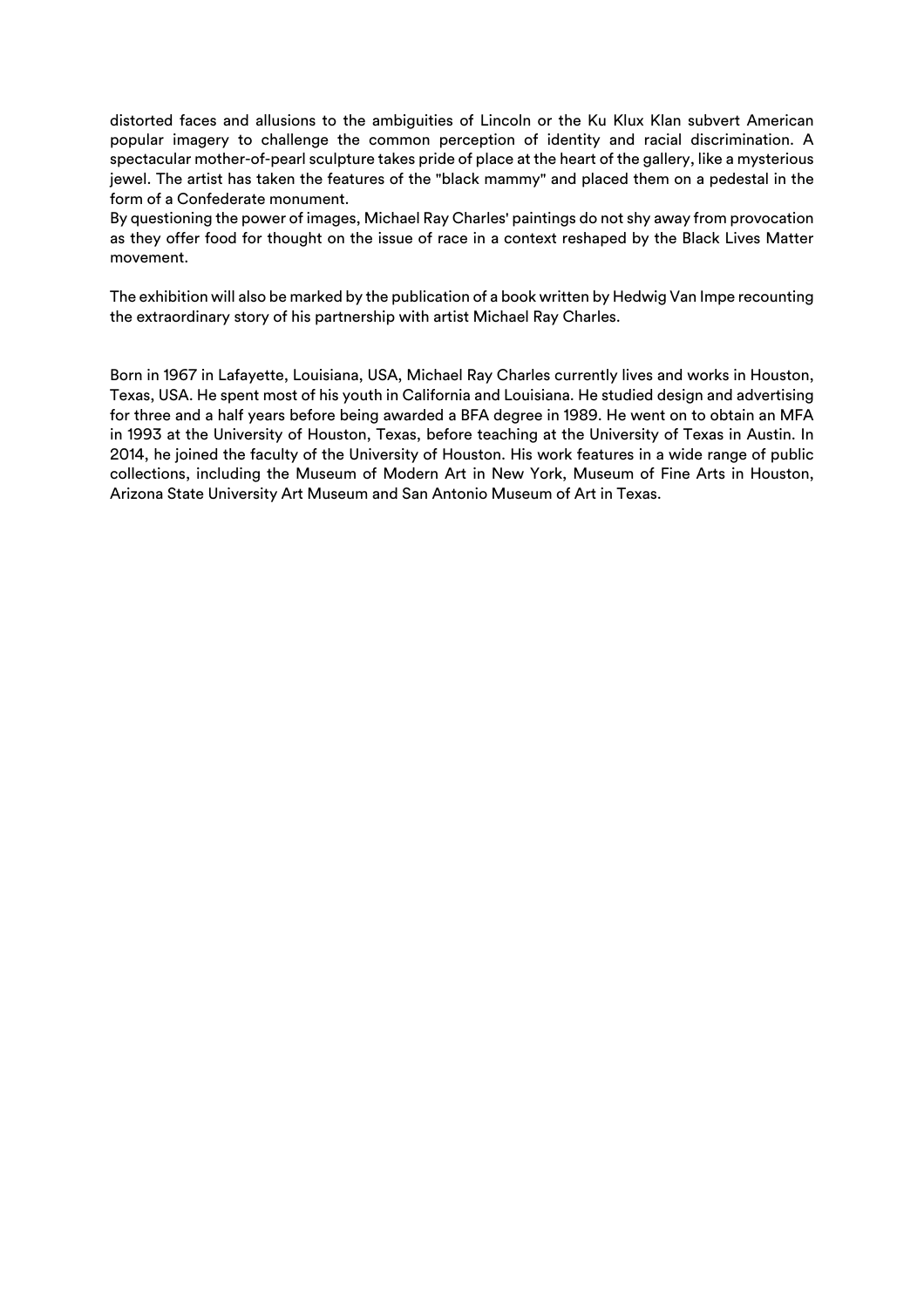distorted faces and allusions to the ambiguities of Lincoln or the Ku Klux Klan subvert American popular imagery to challenge the common perception of identity and racial discrimination. A spectacular mother-of-pearl sculpture takes pride of place at the heart of the gallery, like a mysterious jewel. The artist has taken the features of the "black mammy" and placed them on a pedestal in the form of a Confederate monument.
By questioning the power of images, Michael Ray Charles' paintings do not shy away from provocation as they offer food for thought on the issue of race in a context reshaped by the Black Lives Matter movement.

The exhibition will also be marked by the publication of a book written by Hedwig Van Impe recounting the extraordinary story of his partnership with artist Michael Ray Charles.

Born in 1967 in Lafayette, Louisiana, USA, Michael Ray Charles currently lives and works in Houston, Texas, USA. He spent most of his youth in California and Louisiana. He studied design and advertising for three and a half years before being awarded a BFA degree in 1989. He went on to obtain an MFA in 1993 at the University of Houston, Texas, before teaching at the University of Texas in Austin. In 2014, he joined the faculty of the University of Houston. His work features in a wide range of public collections, including the Museum of Modern Art in New York, Museum of Fine Arts in Houston, Arizona State University Art Museum and San Antonio Museum of Art in Texas.